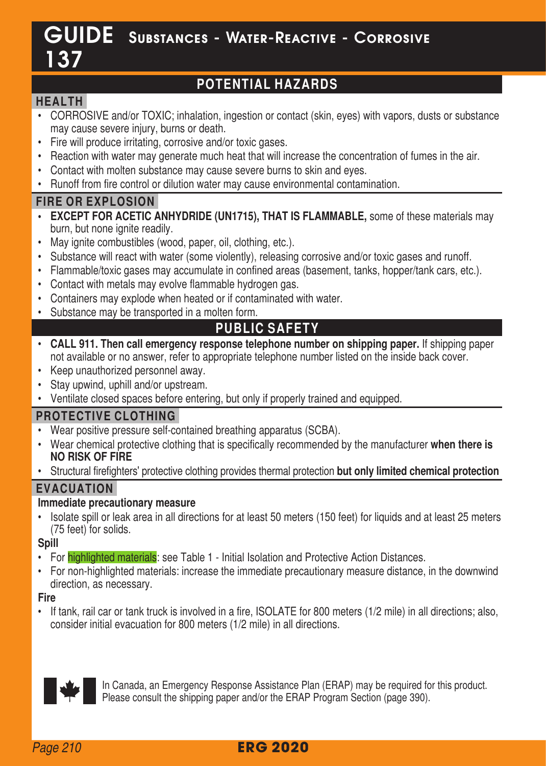# GUIDE 137 Substances - Water-Reactive - Corrosive

## POTENTIAL HAZARDS

### HEALTH

- CORROSIVE and/or TOXIC; inhalation, ingestion or contact (skin, eyes) with vapors, dusts or substance may cause severe injury, burns or death.
- Fire will produce irritating, corrosive and/or toxic gases.
- Reaction with water may generate much heat that will increase the concentration of fumes in the air.
- Contact with molten substance may cause severe burns to skin and eyes.
- Runoff from fire control or dilution water may cause environmental contamination.

### FIRE OR EXPLOSION

- **EXCEPT FOR ACETIC ANHYDRIDE (UN1715), THAT IS FLAMMABLE,** some of these materials may burn, but none ignite readily.
- May ignite combustibles (wood, paper, oil, clothing, etc.).
- Substance will react with water (some violently), releasing corrosive and/or toxic gases and runoff.
- Flammable/toxic gases may accumulate in confined areas (basement, tanks, hopper/tank cars, etc.).
- Contact with metals may evolve flammable hydrogen gas.
- Containers may explode when heated or if contaminated with water.
- Substance may be transported in a molten form.

## PUBLIC SAFETY

- **CALL 911. Then call emergency response telephone number on shipping paper.** If shipping paper not available or no answer, refer to appropriate telephone number listed on the inside back cover.
- Keep unauthorized personnel away.
- Stay upwind, uphill and/or upstream.
- Ventilate closed spaces before entering, but only if properly trained and equipped.

### PROTECTIVE CLOTHING

- Wear positive pressure self-contained breathing apparatus (SCBA).
- Wear chemical protective clothing that is specifically recommended by the manufacturer **when there is NO RISK OF FIRE**
- Structural firefighters' protective clothing provides thermal protection **but only limited chemical protection**

### EVACUATION

**Immediate precautionary measure**

- Isolate spill or leak area in all directions for at least 50 meters (150 feet) for liquids and at least 25 meters (75 feet) for solids.

**Spill**

- For highlighted materials: see Table 1 - Initial Isolation and Protective Action Distances.
- For non-highlighted materials: increase the immediate precautionary measure distance, in the downwind direction, as necessary.

**Fire**

- If tank, rail car or tank truck is involved in a fire, ISOLATE for 800 meters (1/2 mile) in all directions; also, consider initial evacuation for 800 meters (1/2 mile) in all directions.

In Canada, an Emergency Response Assistance Plan (ERAP) may be required for this product. Please consult the shipping paper and/or the ERAP Program Section (page 390).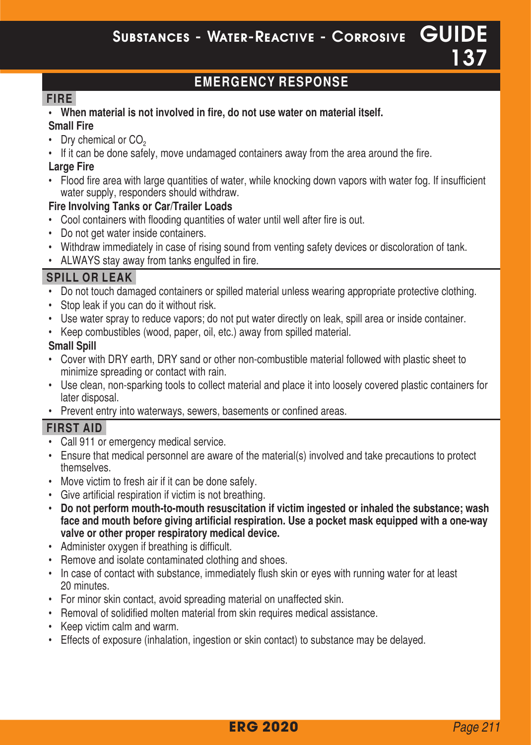# Substances - Water-Reactive - Corrosive GUIDE 137

## EMERGENCY RESPONSE

### FIRE

- **When material is not involved in fire, do not use water on material itself.**

**Small Fire**

- Dry chemical or $CO_2$
- If it can be done safely, move undamaged containers away from the area around the fire.

**Large Fire**

- Flood fire area with large quantities of water, while knocking down vapors with water fog. If insufficient water supply, responders should withdraw.

**Fire Involving Tanks or Car/Trailer Loads**

- Cool containers with flooding quantities of water until well after fire is out.
- Do not get water inside containers.
- Withdraw immediately in case of rising sound from venting safety devices or discoloration of tank.
- ALWAYS stay away from tanks engulfed in fire.

### SPILL OR LEAK

- Do not touch damaged containers or spilled material unless wearing appropriate protective clothing.
- Stop leak if you can do it without risk.
- Use water spray to reduce vapors; do not put water directly on leak, spill area or inside container.
- Keep combustibles (wood, paper, oil, etc.) away from spilled material.

**Small Spill**

- Cover with DRY earth, DRY sand or other non-combustible material followed with plastic sheet to minimize spreading or contact with rain.
- Use clean, non-sparking tools to collect material and place it into loosely covered plastic containers for later disposal.
- Prevent entry into waterways, sewers, basements or confined areas.

### FIRST AID

- Call 911 or emergency medical service.
- Ensure that medical personnel are aware of the material(s) involved and take precautions to protect themselves.
- Move victim to fresh air if it can be done safely.
- Give artificial respiration if victim is not breathing.
- **Do not perform mouth-to-mouth resuscitation if victim ingested or inhaled the substance; wash face and mouth before giving artificial respiration. Use a pocket mask equipped with a one-way valve or other proper respiratory medical device.**
- Administer oxygen if breathing is difficult.
- Remove and isolate contaminated clothing and shoes.
- In case of contact with substance, immediately flush skin or eyes with running water for at least 20 minutes.
- For minor skin contact, avoid spreading material on unaffected skin.
- Removal of solidified molten material from skin requires medical assistance.
- Keep victim calm and warm.
- Effects of exposure (inhalation, ingestion or skin contact) to substance may be delayed.